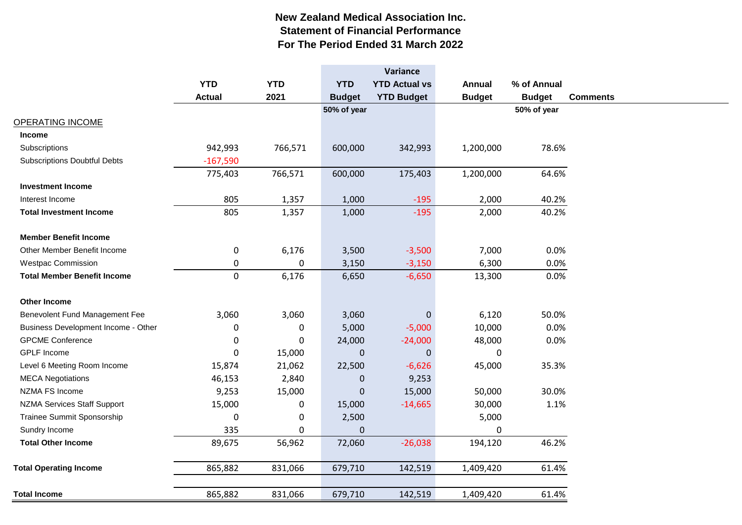# New Zealand Medical Association Inc.
## Statement of Financial Performance
## For The Period Ended 31 March 2022

| | YTD Actual | YTD 2021 | YTD Budget | Variance YTD Actual vs YTD Budget | Annual Budget | % of Annual Budget | Comments |
|---|---|---|---|---|---|---|---|
| | | | 50% of year | | | 50% of year | |
| OPERATING INCOME | | | | | | | |
| **Income** | | | | | | | |
| Subscriptions | 942,993 | 766,571 | 600,000 | 342,993 | 1,200,000 | 78.6% | |
| Subscriptions Doubtful Debts | -167,590 | | | | | | |
| | 775,403 | 766,571 | 600,000 | 175,403 | 1,200,000 | 64.6% | |
| **Investment Income** | | | | | | | |
| Interest Income | 805 | 1,357 | 1,000 | -195 | 2,000 | 40.2% | |
| **Total Investment Income** | 805 | 1,357 | 1,000 | -195 | 2,000 | 40.2% | |
| **Member Benefit Income** | | | | | | | |
| Other Member Benefit Income | 0 | 6,176 | 3,500 | -3,500 | 7,000 | 0.0% | |
| Westpac Commission | 0 | 0 | 3,150 | -3,150 | 6,300 | 0.0% | |
| **Total Member Benefit Income** | 0 | 6,176 | 6,650 | -6,650 | 13,300 | 0.0% | |
| **Other Income** | | | | | | | |
| Benevolent Fund Management Fee | 3,060 | 3,060 | 3,060 | 0 | 6,120 | 50.0% | |
| Business Development Income - Other | 0 | 0 | 5,000 | -5,000 | 10,000 | 0.0% | |
| GPCME Conference | 0 | 0 | 24,000 | -24,000 | 48,000 | 0.0% | |
| GPLF Income | 0 | 15,000 | 0 | 0 | 0 | | |
| Level 6 Meeting Room Income | 15,874 | 21,062 | 22,500 | -6,626 | 45,000 | 35.3% | |
| MECA Negotiations | 46,153 | 2,840 | 0 | 9,253 | | | |
| NZMA FS Income | 9,253 | 15,000 | 0 | 15,000 | 50,000 | 30.0% | |
| NZMA Services Staff Support | 15,000 | 0 | 15,000 | -14,665 | 30,000 | 1.1% | |
| Trainee Summit Sponsorship | 0 | 0 | 2,500 | | 5,000 | | |
| Sundry Income | 335 | 0 | 0 | | 0 | | |
| **Total Other Income** | 89,675 | 56,962 | 72,060 | -26,038 | 194,120 | 46.2% | |
| **Total Operating Income** | 865,882 | 831,066 | 679,710 | 142,519 | 1,409,420 | 61.4% | |
| **Total Income** | 865,882 | 831,066 | 679,710 | 142,519 | 1,409,420 | 61.4% | |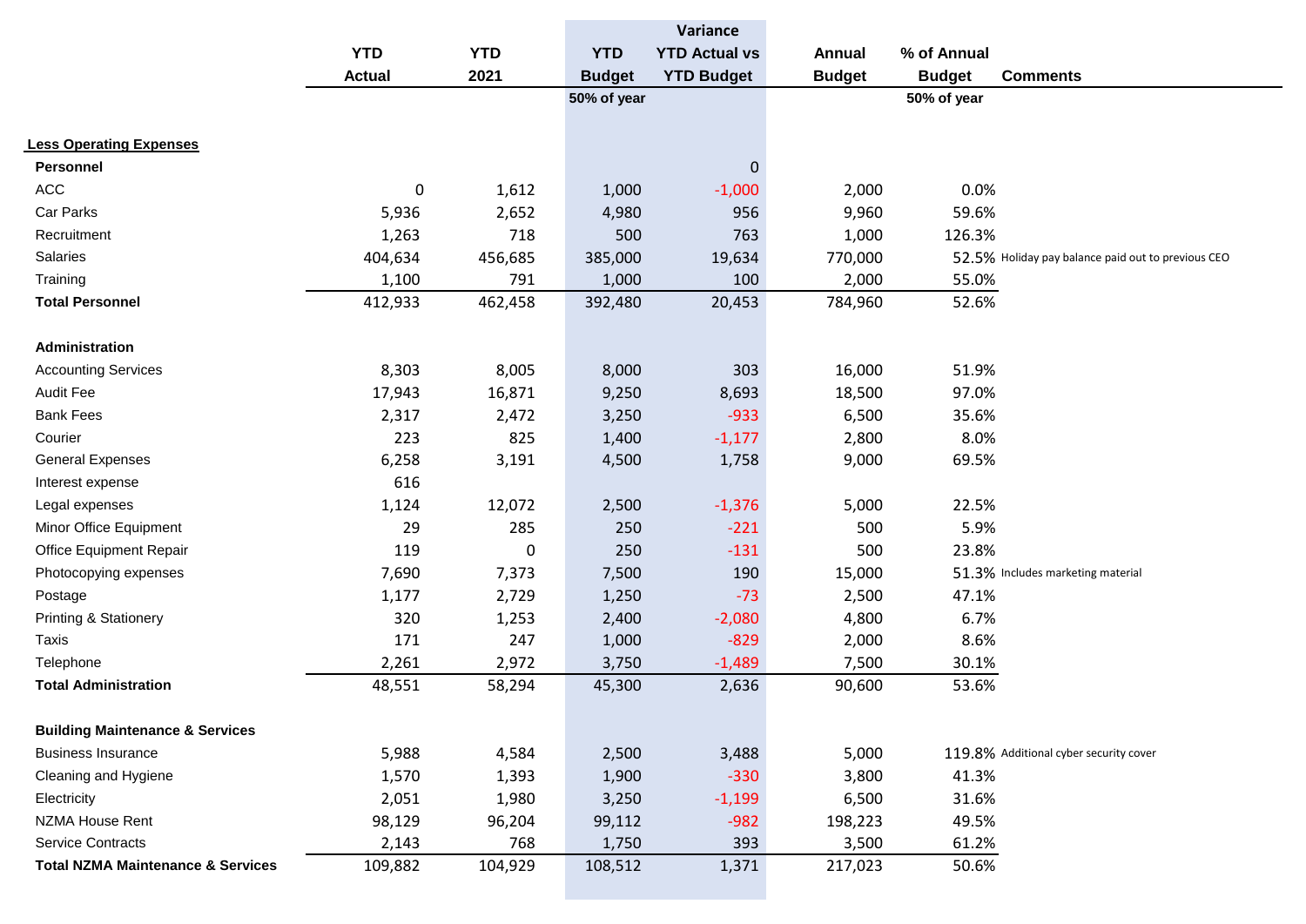| | YTD Actual | YTD 2021 | YTD Budget | Variance YTD Actual vs YTD Budget | Annual Budget | % of Annual Budget | Comments |
|---|---|---|---|---|---|---|---|
| | | | 50% of year | | | 50% of year | |
| **Less Operating Expenses** | | | | | | | |
| **Personnel** | | | | 0 | | | |
| ACC | 0 | 1,612 | 1,000 | -1,000 | 2,000 | 0.0% | |
| Car Parks | 5,936 | 2,652 | 4,980 | 956 | 9,960 | 59.6% | |
| Recruitment | 1,263 | 718 | 500 | 763 | 1,000 | 126.3% | |
| Salaries | 404,634 | 456,685 | 385,000 | 19,634 | 770,000 | 52.5% | Holiday pay balance paid out to previous CEO |
| Training | 1,100 | 791 | 1,000 | 100 | 2,000 | 55.0% | |
| **Total Personnel** | 412,933 | 462,458 | 392,480 | 20,453 | 784,960 | 52.6% | |
| **Administration** | | | | | | | |
| Accounting Services | 8,303 | 8,005 | 8,000 | 303 | 16,000 | 51.9% | |
| Audit Fee | 17,943 | 16,871 | 9,250 | 8,693 | 18,500 | 97.0% | |
| Bank Fees | 2,317 | 2,472 | 3,250 | -933 | 6,500 | 35.6% | |
| Courier | 223 | 825 | 1,400 | -1,177 | 2,800 | 8.0% | |
| General Expenses | 6,258 | 3,191 | 4,500 | 1,758 | 9,000 | 69.5% | |
| Interest expense | 616 | | | | | | |
| Legal expenses | 1,124 | 12,072 | 2,500 | -1,376 | 5,000 | 22.5% | |
| Minor Office Equipment | 29 | 285 | 250 | -221 | 500 | 5.9% | |
| Office Equipment Repair | 119 | 0 | 250 | -131 | 500 | 23.8% | |
| Photocopying expenses | 7,690 | 7,373 | 7,500 | 190 | 15,000 | 51.3% | Includes marketing material |
| Postage | 1,177 | 2,729 | 1,250 | -73 | 2,500 | 47.1% | |
| Printing & Stationery | 320 | 1,253 | 2,400 | -2,080 | 4,800 | 6.7% | |
| Taxis | 171 | 247 | 1,000 | -829 | 2,000 | 8.6% | |
| Telephone | 2,261 | 2,972 | 3,750 | -1,489 | 7,500 | 30.1% | |
| **Total Administration** | 48,551 | 58,294 | 45,300 | 2,636 | 90,600 | 53.6% | |
| **Building Maintenance & Services** | | | | | | | |
| Business Insurance | 5,988 | 4,584 | 2,500 | 3,488 | 5,000 | 119.8% | Additional cyber security cover |
| Cleaning and Hygiene | 1,570 | 1,393 | 1,900 | -330 | 3,800 | 41.3% | |
| Electricity | 2,051 | 1,980 | 3,250 | -1,199 | 6,500 | 31.6% | |
| NZMA House Rent | 98,129 | 96,204 | 99,112 | -982 | 198,223 | 49.5% | |
| Service Contracts | 2,143 | 768 | 1,750 | 393 | 3,500 | 61.2% | |
| **Total NZMA Maintenance & Services** | 109,882 | 104,929 | 108,512 | 1,371 | 217,023 | 50.6% | |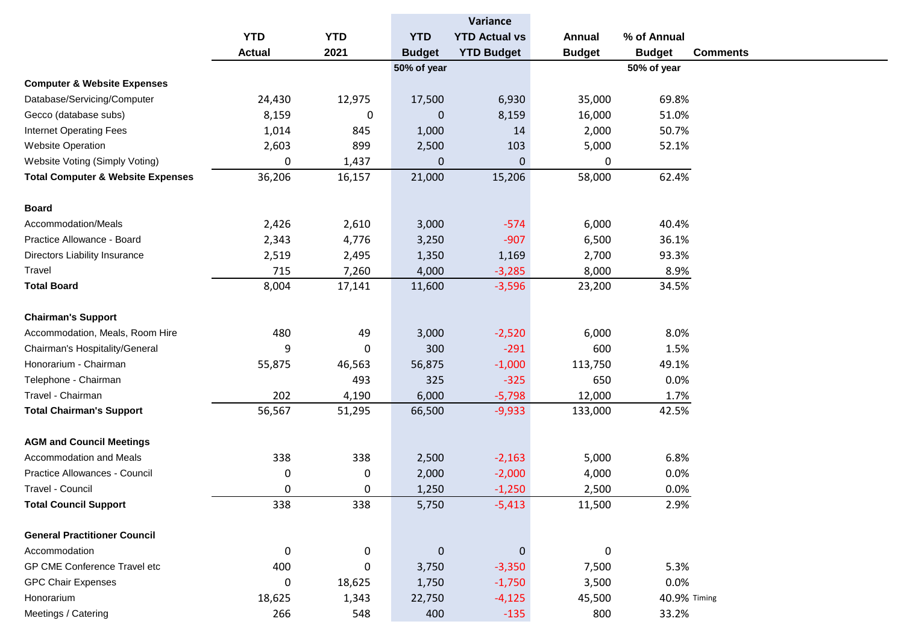| | YTD Actual | YTD 2021 | YTD Budget | Variance YTD Actual vs YTD Budget | Annual Budget | % of Annual Budget | Comments |
|---|---|---|---|---|---|---|---|
| | | | 50% of year | | | 50% of year | |
| **Computer & Website Expenses** | | | | | | | |
| Database/Servicing/Computer | 24,430 | 12,975 | 17,500 | 6,930 | 35,000 | 69.8% | |
| Gecco (database subs) | 8,159 | 0 | 0 | 8,159 | 16,000 | 51.0% | |
| Internet Operating Fees | 1,014 | 845 | 1,000 | 14 | 2,000 | 50.7% | |
| Website Operation | 2,603 | 899 | 2,500 | 103 | 5,000 | 52.1% | |
| Website Voting (Simply Voting) | 0 | 1,437 | 0 | 0 | 0 | | |
| **Total Computer & Website Expenses** | 36,206 | 16,157 | 21,000 | 15,206 | 58,000 | 62.4% | |
| **Board** | | | | | | | |
| Accommodation/Meals | 2,426 | 2,610 | 3,000 | -574 | 6,000 | 40.4% | |
| Practice Allowance - Board | 2,343 | 4,776 | 3,250 | -907 | 6,500 | 36.1% | |
| Directors Liability Insurance | 2,519 | 2,495 | 1,350 | 1,169 | 2,700 | 93.3% | |
| Travel | 715 | 7,260 | 4,000 | -3,285 | 8,000 | 8.9% | |
| **Total Board** | 8,004 | 17,141 | 11,600 | -3,596 | 23,200 | 34.5% | |
| **Chairman's Support** | | | | | | | |
| Accommodation, Meals, Room Hire | 480 | 49 | 3,000 | -2,520 | 6,000 | 8.0% | |
| Chairman's Hospitality/General | 9 | 0 | 300 | -291 | 600 | 1.5% | |
| Honorarium - Chairman | 55,875 | 46,563 | 56,875 | -1,000 | 113,750 | 49.1% | |
| Telephone - Chairman | | 493 | 325 | -325 | 650 | 0.0% | |
| Travel - Chairman | 202 | 4,190 | 6,000 | -5,798 | 12,000 | 1.7% | |
| **Total Chairman's Support** | 56,567 | 51,295 | 66,500 | -9,933 | 133,000 | 42.5% | |
| **AGM and Council Meetings** | | | | | | | |
| Accommodation and Meals | 338 | 338 | 2,500 | -2,163 | 5,000 | 6.8% | |
| Practice Allowances - Council | 0 | 0 | 2,000 | -2,000 | 4,000 | 0.0% | |
| Travel - Council | 0 | 0 | 1,250 | -1,250 | 2,500 | 0.0% | |
| **Total Council Support** | 338 | 338 | 5,750 | -5,413 | 11,500 | 2.9% | |
| **General Practitioner Council** | | | | | | | |
| Accommodation | 0 | 0 | 0 | 0 | 0 | | |
| GP CME Conference Travel etc | 400 | 0 | 3,750 | -3,350 | 7,500 | 5.3% | |
| GPC Chair Expenses | 0 | 18,625 | 1,750 | -1,750 | 3,500 | 0.0% | |
| Honorarium | 18,625 | 1,343 | 22,750 | -4,125 | 45,500 | 40.9% | Timing |
| Meetings / Catering | 266 | 548 | 400 | -135 | 800 | 33.2% | |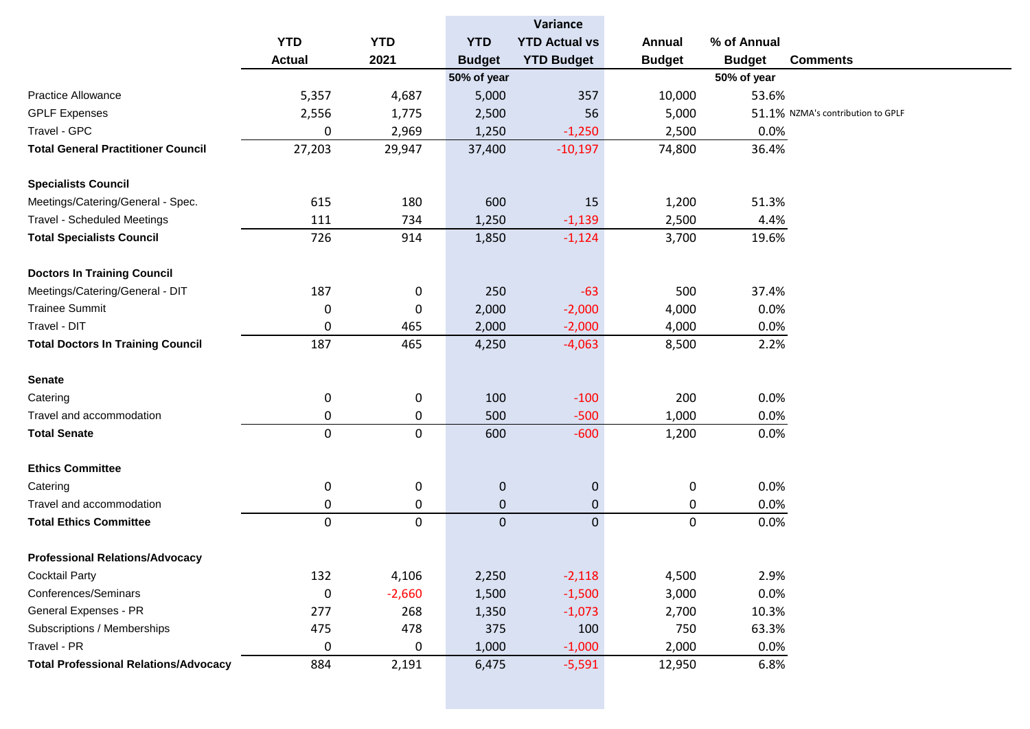| | YTD Actual | YTD 2021 | YTD Budget | Variance YTD Actual vs YTD Budget | Annual Budget | % of Annual Budget | Comments |
|---|---|---|---|---|---|---|---|
| | | | 50% of year | | | 50% of year | |
| Practice Allowance | 5,357 | 4,687 | 5,000 | 357 | 10,000 | 53.6% | |
| GPLF Expenses | 2,556 | 1,775 | 2,500 | 56 | 5,000 | 51.1% | NZMA's contribution to GPLF |
| Travel - GPC | 0 | 2,969 | 1,250 | -1,250 | 2,500 | 0.0% | |
| **Total General Practitioner Council** | 27,203 | 29,947 | 37,400 | -10,197 | 74,800 | 36.4% | |
| | | | | | | | |
| **Specialists Council** | | | | | | | |
| Meetings/Catering/General - Spec. | 615 | 180 | 600 | 15 | 1,200 | 51.3% | |
| Travel - Scheduled Meetings | 111 | 734 | 1,250 | -1,139 | 2,500 | 4.4% | |
| **Total Specialists Council** | 726 | 914 | 1,850 | -1,124 | 3,700 | 19.6% | |
| | | | | | | | |
| **Doctors In Training Council** | | | | | | | |
| Meetings/Catering/General - DIT | 187 | 0 | 250 | -63 | 500 | 37.4% | |
| Trainee Summit | 0 | 0 | 2,000 | -2,000 | 4,000 | 0.0% | |
| Travel - DIT | 0 | 465 | 2,000 | -2,000 | 4,000 | 0.0% | |
| **Total Doctors In Training Council** | 187 | 465 | 4,250 | -4,063 | 8,500 | 2.2% | |
| | | | | | | | |
| **Senate** | | | | | | | |
| Catering | 0 | 0 | 100 | -100 | 200 | 0.0% | |
| Travel and accommodation | 0 | 0 | 500 | -500 | 1,000 | 0.0% | |
| **Total Senate** | 0 | 0 | 600 | -600 | 1,200 | 0.0% | |
| | | | | | | | |
| **Ethics Committee** | | | | | | | |
| Catering | 0 | 0 | 0 | 0 | 0 | 0.0% | |
| Travel and accommodation | 0 | 0 | 0 | 0 | 0 | 0.0% | |
| **Total Ethics Committee** | 0 | 0 | 0 | 0 | 0 | 0.0% | |
| | | | | | | | |
| **Professional Relations/Advocacy** | | | | | | | |
| Cocktail Party | 132 | 4,106 | 2,250 | -2,118 | 4,500 | 2.9% | |
| Conferences/Seminars | 0 | -2,660 | 1,500 | -1,500 | 3,000 | 0.0% | |
| General Expenses - PR | 277 | 268 | 1,350 | -1,073 | 2,700 | 10.3% | |
| Subscriptions / Memberships | 475 | 478 | 375 | 100 | 750 | 63.3% | |
| Travel - PR | 0 | 0 | 1,000 | -1,000 | 2,000 | 0.0% | |
| **Total Professional Relations/Advocacy** | 884 | 2,191 | 6,475 | -5,591 | 12,950 | 6.8% | |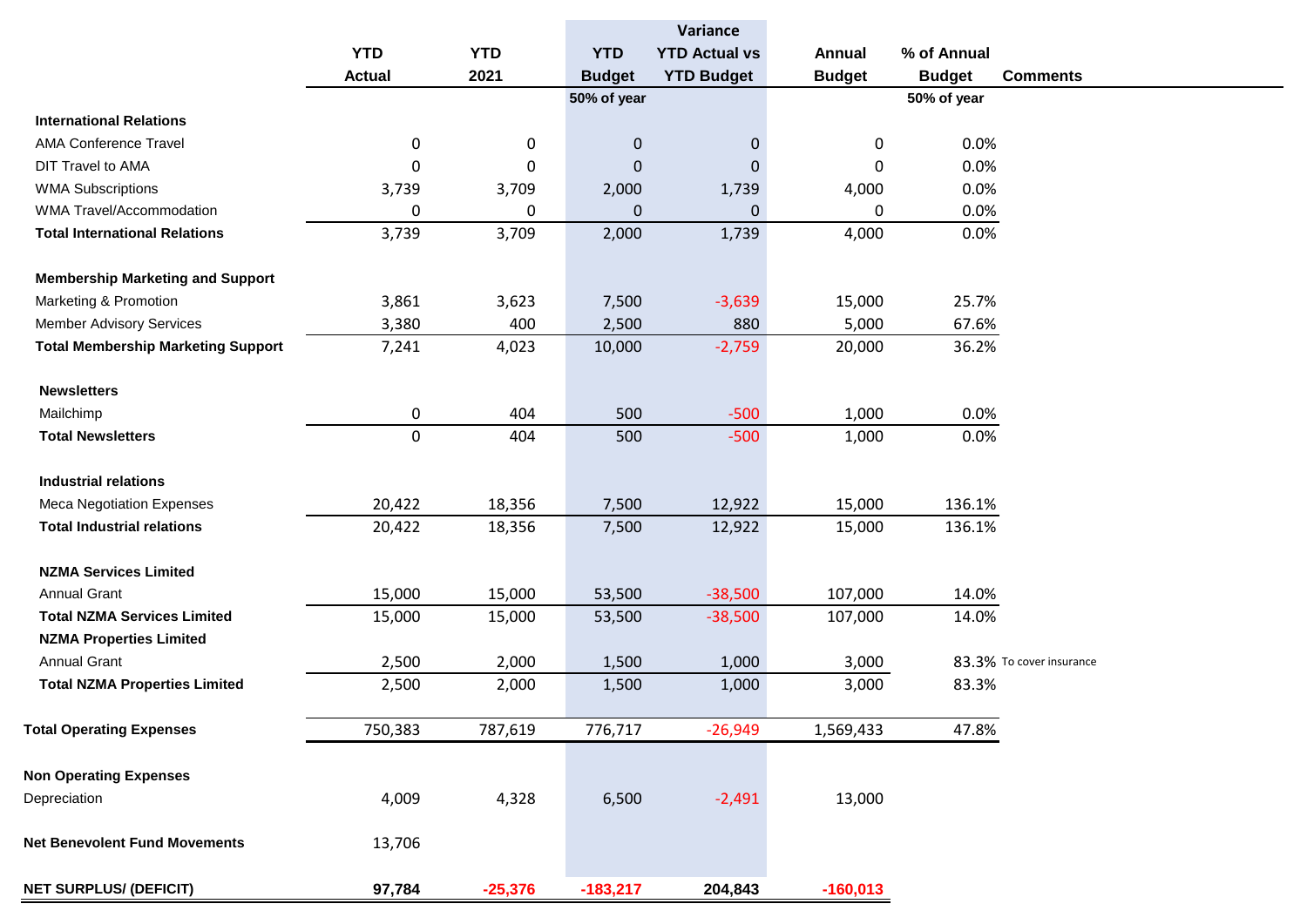| | YTD Actual | YTD 2021 | YTD Budget 50% of year | Variance YTD Actual vs YTD Budget | Annual Budget | % of Annual Budget 50% of year | Comments |
|---|---|---|---|---|---|---|---|
| **International Relations** | | | | | | | |
| AMA Conference Travel | 0 | 0 | 0 | 0 | 0 | 0.0% | |
| DIT Travel to AMA | 0 | 0 | 0 | 0 | 0 | 0.0% | |
| WMA Subscriptions | 3,739 | 3,709 | 2,000 | 1,739 | 4,000 | 0.0% | |
| WMA Travel/Accommodation | 0 | 0 | 0 | 0 | 0 | 0.0% | |
| **Total International Relations** | 3,739 | 3,709 | 2,000 | 1,739 | 4,000 | 0.0% | |
| **Membership Marketing and Support** | | | | | | | |
| Marketing & Promotion | 3,861 | 3,623 | 7,500 | -3,639 | 15,000 | 25.7% | |
| Member Advisory Services | 3,380 | 400 | 2,500 | 880 | 5,000 | 67.6% | |
| **Total Membership Marketing Support** | 7,241 | 4,023 | 10,000 | -2,759 | 20,000 | 36.2% | |
| **Newsletters** | | | | | | | |
| Mailchimp | 0 | 404 | 500 | -500 | 1,000 | 0.0% | |
| **Total Newsletters** | 0 | 404 | 500 | -500 | 1,000 | 0.0% | |
| **Industrial relations** | | | | | | | |
| Meca Negotiation Expenses | 20,422 | 18,356 | 7,500 | 12,922 | 15,000 | 136.1% | |
| **Total Industrial relations** | 20,422 | 18,356 | 7,500 | 12,922 | 15,000 | 136.1% | |
| **NZMA Services Limited** | | | | | | | |
| Annual Grant | 15,000 | 15,000 | 53,500 | -38,500 | 107,000 | 14.0% | |
| **Total NZMA Services Limited** | 15,000 | 15,000 | 53,500 | -38,500 | 107,000 | 14.0% | |
| **NZMA Properties Limited** | | | | | | | |
| Annual Grant | 2,500 | 2,000 | 1,500 | 1,000 | 3,000 | 83.3% | To cover insurance |
| **Total NZMA Properties Limited** | 2,500 | 2,000 | 1,500 | 1,000 | 3,000 | 83.3% | |
| **Total Operating Expenses** | 750,383 | 787,619 | 776,717 | -26,949 | 1,569,433 | 47.8% | |
| **Non Operating Expenses** | | | | | | | |
| Depreciation | 4,009 | 4,328 | 6,500 | -2,491 | 13,000 | | |
| **Net Benevolent Fund Movements** | 13,706 | | | | | | |
| **NET SURPLUS/ (DEFICIT)** | **97,784** | **-25,376** | **-183,217** | **204,843** | **-160,013** | | |